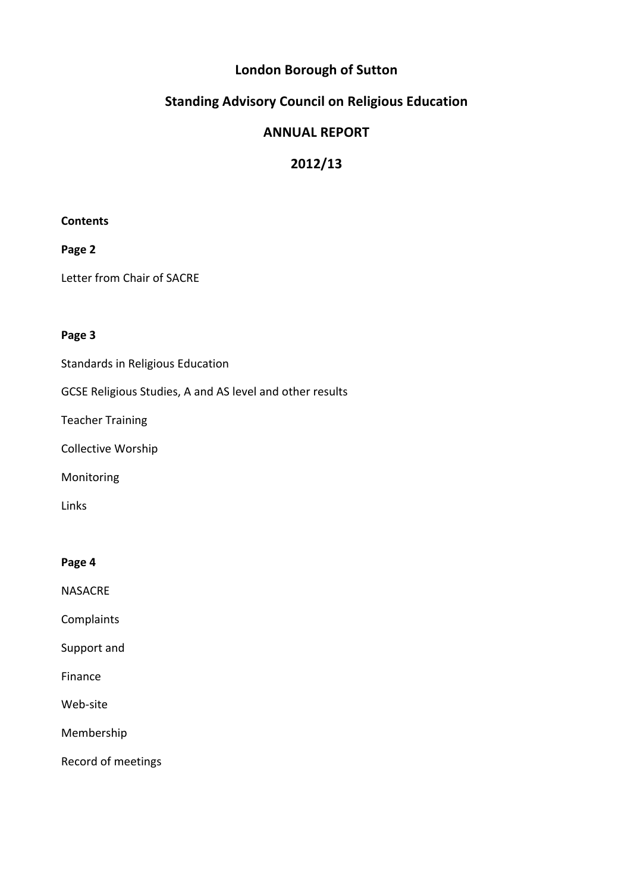# London Borough of Sutton

## Standing Advisory Council on Religious Education

## ANNUAL REPORT

## 2012/13

**Contents**

**Page 2**

Letter from Chair of SACRE

**Page 3**

Standards in Religious Education

GCSE Religious Studies, A and AS level and other results

Teacher Training

Collective Worship

Monitoring

Links

**Page 4**

NASACRE

Complaints

Support and

Finance

Web-site

Membership

Record of meetings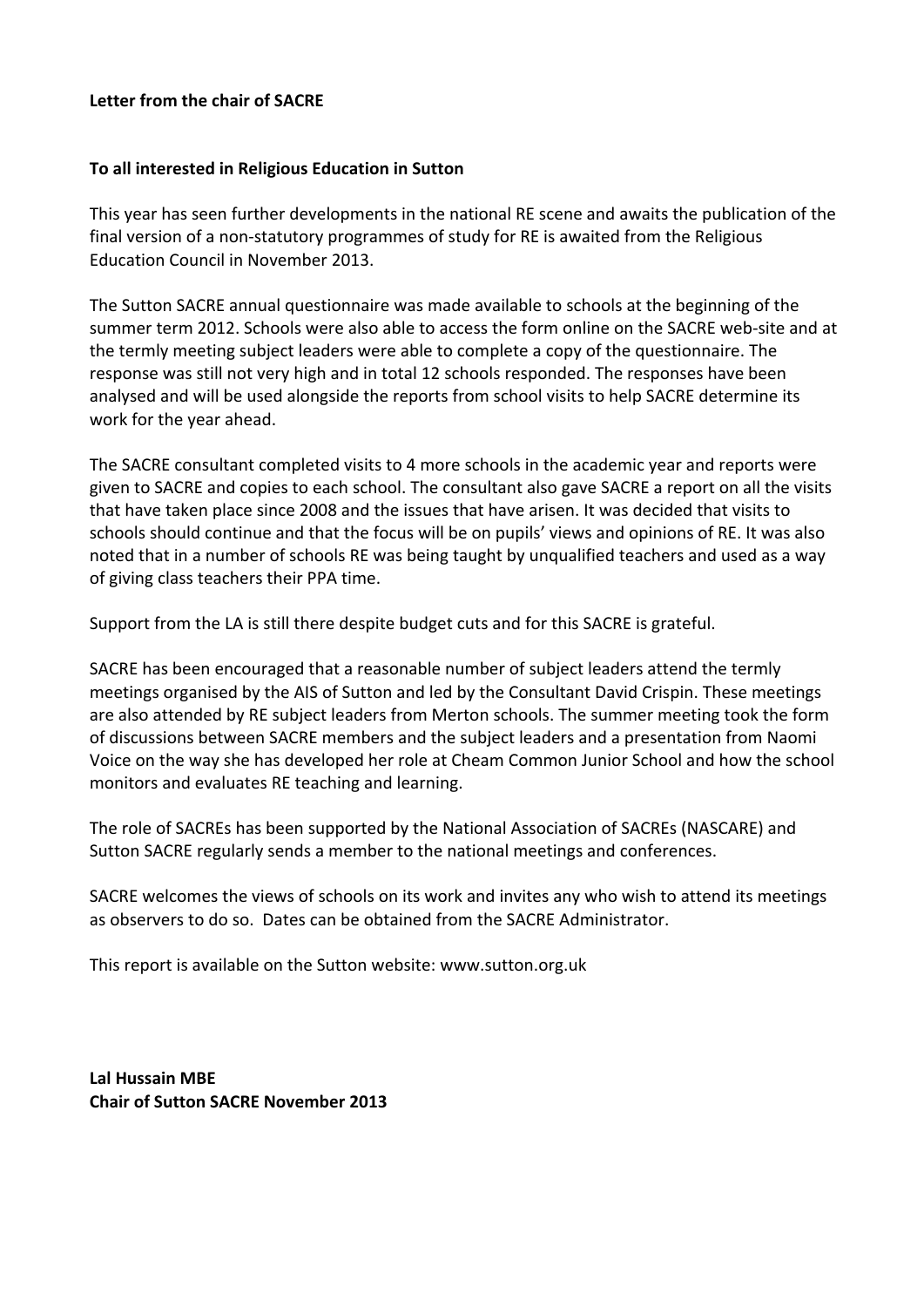**Letter from the chair of SACRE**

**To all interested in Religious Education in Sutton**

This year has seen further developments in the national RE scene and awaits the publication of the final version of a non-statutory programmes of study for RE is awaited from the Religious Education Council in November 2013.

The Sutton SACRE annual questionnaire was made available to schools at the beginning of the summer term 2012. Schools were also able to access the form online on the SACRE web-site and at the termly meeting subject leaders were able to complete a copy of the questionnaire. The response was still not very high and in total 12 schools responded. The responses have been analysed and will be used alongside the reports from school visits to help SACRE determine its work for the year ahead.

The SACRE consultant completed visits to 4 more schools in the academic year and reports were given to SACRE and copies to each school. The consultant also gave SACRE a report on all the visits that have taken place since 2008 and the issues that have arisen. It was decided that visits to schools should continue and that the focus will be on pupils' views and opinions of RE. It was also noted that in a number of schools RE was being taught by unqualified teachers and used as a way of giving class teachers their PPA time.

Support from the LA is still there despite budget cuts and for this SACRE is grateful.

SACRE has been encouraged that a reasonable number of subject leaders attend the termly meetings organised by the AIS of Sutton and led by the Consultant David Crispin. These meetings are also attended by RE subject leaders from Merton schools. The summer meeting took the form of discussions between SACRE members and the subject leaders and a presentation from Naomi Voice on the way she has developed her role at Cheam Common Junior School and how the school monitors and evaluates RE teaching and learning.

The role of SACREs has been supported by the National Association of SACREs (NASCARE) and Sutton SACRE regularly sends a member to the national meetings and conferences.

SACRE welcomes the views of schools on its work and invites any who wish to attend its meetings as observers to do so. Dates can be obtained from the SACRE Administrator.

This report is available on the Sutton website: www.sutton.org.uk

**Lal Hussain MBE**
**Chair of Sutton SACRE November 2013**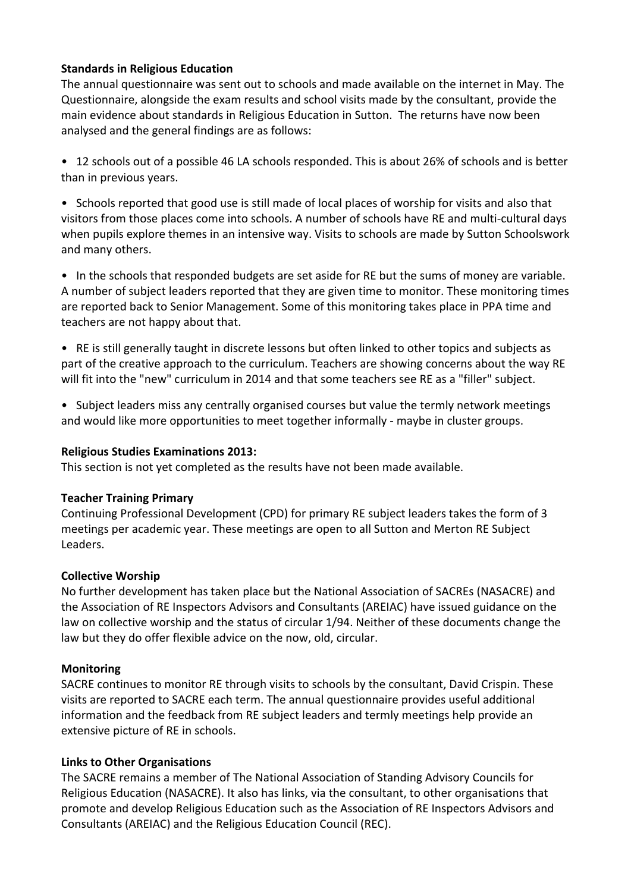**Standards in Religious Education**

The annual questionnaire was sent out to schools and made available on the internet in May. The Questionnaire, alongside the exam results and school visits made by the consultant, provide the main evidence about standards in Religious Education in Sutton. The returns have now been analysed and the general findings are as follows:

- 12 schools out of a possible 46 LA schools responded. This is about 26% of schools and is better than in previous years.
- Schools reported that good use is still made of local places of worship for visits and also that visitors from those places come into schools. A number of schools have RE and multi-cultural days when pupils explore themes in an intensive way. Visits to schools are made by Sutton Schoolswork and many others.
- In the schools that responded budgets are set aside for RE but the sums of money are variable. A number of subject leaders reported that they are given time to monitor. These monitoring times are reported back to Senior Management. Some of this monitoring takes place in PPA time and teachers are not happy about that.
- RE is still generally taught in discrete lessons but often linked to other topics and subjects as part of the creative approach to the curriculum. Teachers are showing concerns about the way RE will fit into the "new" curriculum in 2014 and that some teachers see RE as a "filler" subject.
- Subject leaders miss any centrally organised courses but value the termly network meetings and would like more opportunities to meet together informally - maybe in cluster groups.

**Religious Studies Examinations 2013:**

This section is not yet completed as the results have not been made available.

**Teacher Training Primary**

Continuing Professional Development (CPD) for primary RE subject leaders takes the form of 3 meetings per academic year. These meetings are open to all Sutton and Merton RE Subject Leaders.

**Collective Worship**

No further development has taken place but the National Association of SACREs (NASACRE) and the Association of RE Inspectors Advisors and Consultants (AREIAC) have issued guidance on the law on collective worship and the status of circular 1/94. Neither of these documents change the law but they do offer flexible advice on the now, old, circular.

**Monitoring**

SACRE continues to monitor RE through visits to schools by the consultant, David Crispin. These visits are reported to SACRE each term. The annual questionnaire provides useful additional information and the feedback from RE subject leaders and termly meetings help provide an extensive picture of RE in schools.

**Links to Other Organisations**

The SACRE remains a member of The National Association of Standing Advisory Councils for Religious Education (NASACRE). It also has links, via the consultant, to other organisations that promote and develop Religious Education such as the Association of RE Inspectors Advisors and Consultants (AREIAC) and the Religious Education Council (REC).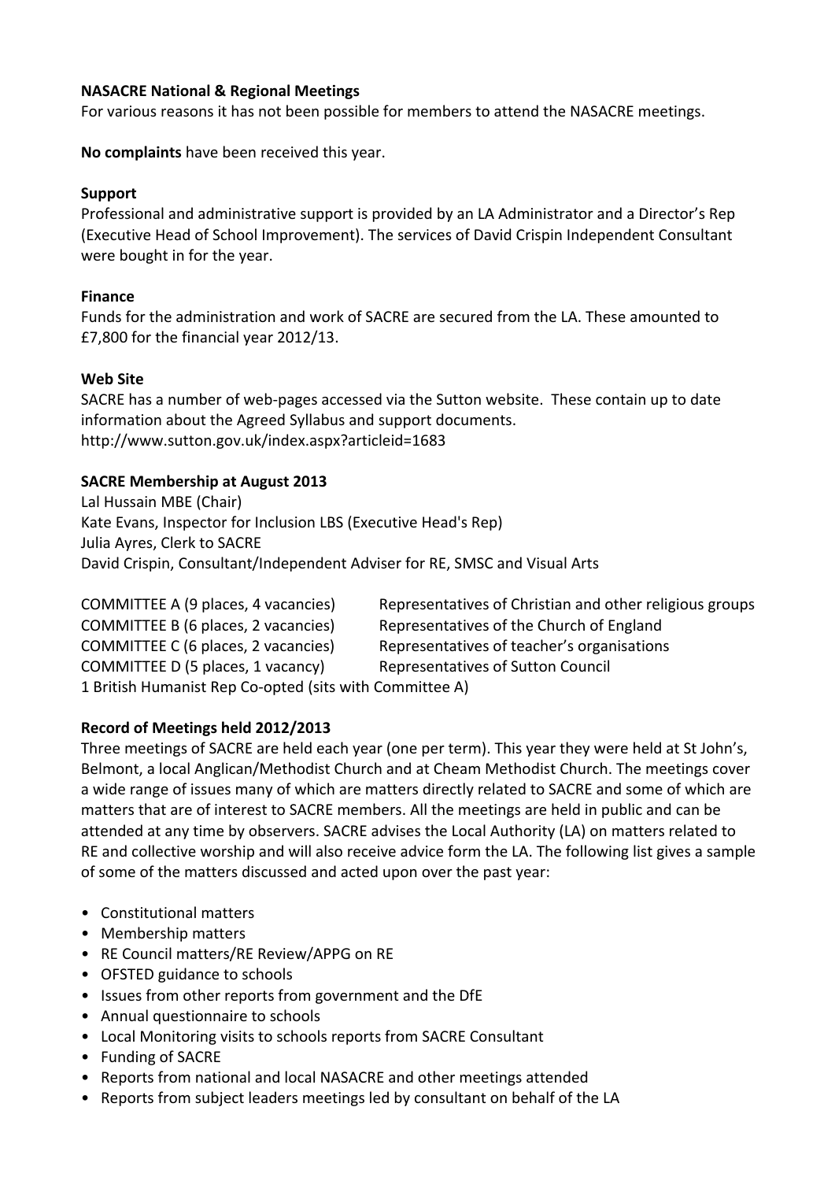**NASACRE National & Regional Meetings**
For various reasons it has not been possible for members to attend the NASACRE meetings.

**No complaints** have been received this year.

**Support**
Professional and administrative support is provided by an LA Administrator and a Director's Rep (Executive Head of School Improvement). The services of David Crispin Independent Consultant were bought in for the year.

**Finance**
Funds for the administration and work of SACRE are secured from the LA. These amounted to £7,800 for the financial year 2012/13.

**Web Site**
SACRE has a number of web-pages accessed via the Sutton website. These contain up to date information about the Agreed Syllabus and support documents.
http://www.sutton.gov.uk/index.aspx?articleid=1683

**SACRE Membership at August 2013**
Lal Hussain MBE (Chair)
Kate Evans, Inspector for Inclusion LBS (Executive Head's Rep)
Julia Ayres, Clerk to SACRE
David Crispin, Consultant/Independent Adviser for RE, SMSC and Visual Arts

| | |
|---|---|
| COMMITTEE A (9 places, 4 vacancies) | Representatives of Christian and other religious groups |
| COMMITTEE B (6 places, 2 vacancies) | Representatives of the Church of England |
| COMMITTEE C (6 places, 2 vacancies) | Representatives of teacher's organisations |
| COMMITTEE D (5 places, 1 vacancy) | Representatives of Sutton Council |

1 British Humanist Rep Co-opted (sits with Committee A)

**Record of Meetings held 2012/2013**
Three meetings of SACRE are held each year (one per term). This year they were held at St John's, Belmont, a local Anglican/Methodist Church and at Cheam Methodist Church. The meetings cover a wide range of issues many of which are matters directly related to SACRE and some of which are matters that are of interest to SACRE members. All the meetings are held in public and can be attended at any time by observers. SACRE advises the Local Authority (LA) on matters related to RE and collective worship and will also receive advice form the LA. The following list gives a sample of some of the matters discussed and acted upon over the past year:

- Constitutional matters
- Membership matters
- RE Council matters/RE Review/APPG on RE
- OFSTED guidance to schools
- Issues from other reports from government and the DfE
- Annual questionnaire to schools
- Local Monitoring visits to schools reports from SACRE Consultant
- Funding of SACRE
- Reports from national and local NASACRE and other meetings attended
- Reports from subject leaders meetings led by consultant on behalf of the LA